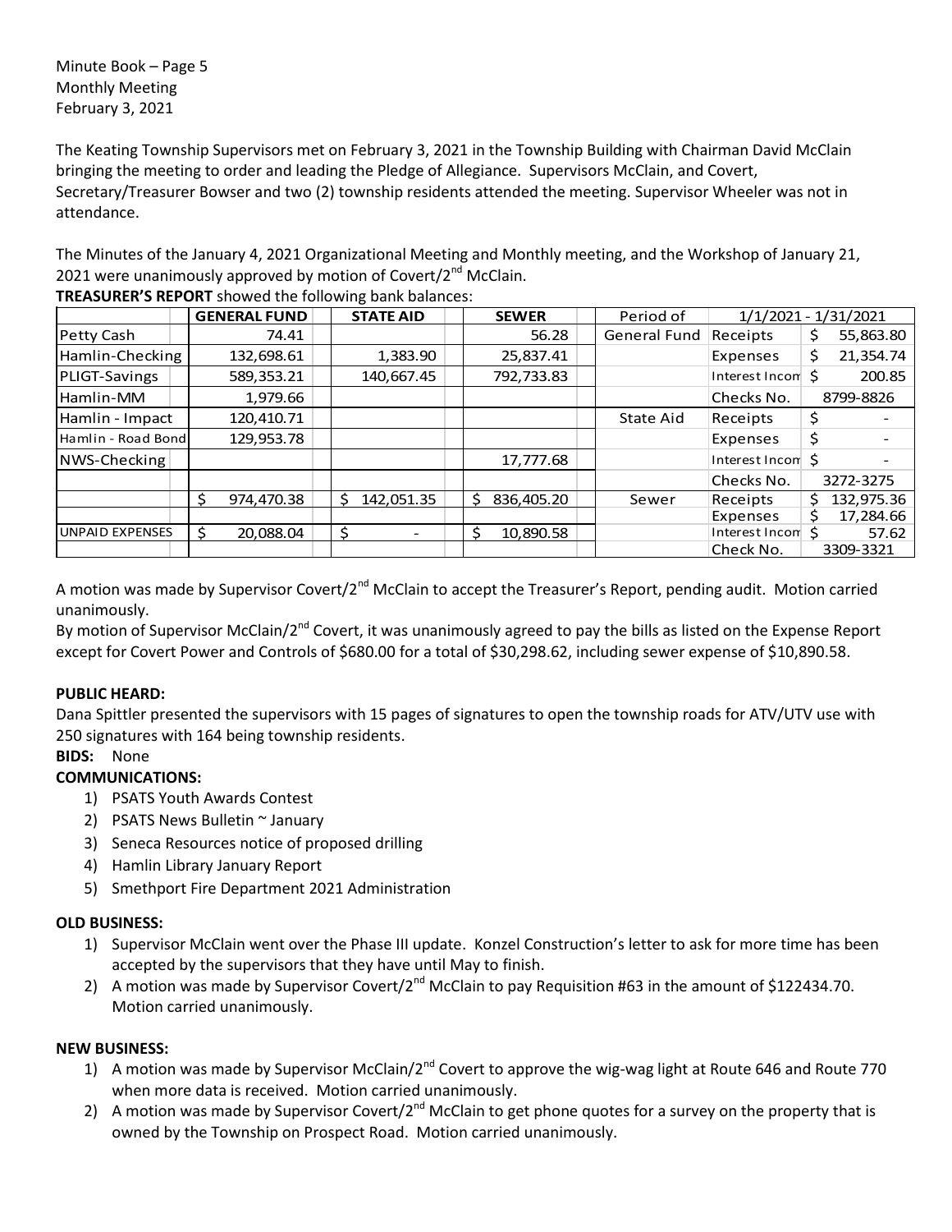Minute Book – Page 5
Monthly Meeting
February 3, 2021

The Keating Township Supervisors met on February 3, 2021 in the Township Building with Chairman David McClain bringing the meeting to order and leading the Pledge of Allegiance. Supervisors McClain, and Covert, Secretary/Treasurer Bowser and two (2) township residents attended the meeting. Supervisor Wheeler was not in attendance.

The Minutes of the January 4, 2021 Organizational Meeting and Monthly meeting, and the Workshop of January 21, 2021 were unanimously approved by motion of Covert/2nd McClain.

**TREASURER'S REPORT** showed the following bank balances:

| | GENERAL FUND | STATE AID | SEWER | Period of | 1/1/2021 - 1/31/2021 | |
|---|---|---|---|---|---|---|
| Petty Cash | 74.41 | | 56.28 | General Fund | Receipts | $ 55,863.80 |
| Hamlin-Checking | 132,698.61 | 1,383.90 | 25,837.41 | | Expenses | $ 21,354.74 |
| PLIGT-Savings | 589,353.21 | 140,667.45 | 792,733.83 | | Interest Incom | $ 200.85 |
| Hamlin-MM | 1,979.66 | | | | Checks No. | 8799-8826 |
| Hamlin - Impact | 120,410.71 | | | State Aid | Receipts | $ - |
| Hamlin - Road Bond | 129,953.78 | | | | Expenses | $ - |
| NWS-Checking | | | 17,777.68 | | Interest Incom | $ - |
| | | | | | Checks No. | 3272-3275 |
| | $ 974,470.38 | $ 142,051.35 | $ 836,405.20 | Sewer | Receipts | $ 132,975.36 |
| | | | | | Expenses | $ 17,284.66 |
| UNPAID EXPENSES | $ 20,088.04 | $ - | $ 10,890.58 | | Interest Incom | $ 57.62 |
| | | | | | Check No. | 3309-3321 |

A motion was made by Supervisor Covert/2nd McClain to accept the Treasurer's Report, pending audit. Motion carried unanimously.
By motion of Supervisor McClain/2nd Covert, it was unanimously agreed to pay the bills as listed on the Expense Report except for Covert Power and Controls of $680.00 for a total of $30,298.62, including sewer expense of $10,890.58.

**PUBLIC HEARD:**
Dana Spittler presented the supervisors with 15 pages of signatures to open the township roads for ATV/UTV use with 250 signatures with 164 being township residents.

**BIDS:** None

**COMMUNICATIONS:**

1) PSATS Youth Awards Contest
2) PSATS News Bulletin ~ January
3) Seneca Resources notice of proposed drilling
4) Hamlin Library January Report
5) Smethport Fire Department 2021 Administration

**OLD BUSINESS:**

1) Supervisor McClain went over the Phase III update. Konzel Construction's letter to ask for more time has been accepted by the supervisors that they have until May to finish.
2) A motion was made by Supervisor Covert/2nd McClain to pay Requisition #63 in the amount of $122434.70. Motion carried unanimously.

**NEW BUSINESS:**

1) A motion was made by Supervisor McClain/2nd Covert to approve the wig-wag light at Route 646 and Route 770 when more data is received. Motion carried unanimously.
2) A motion was made by Supervisor Covert/2nd McClain to get phone quotes for a survey on the property that is owned by the Township on Prospect Road. Motion carried unanimously.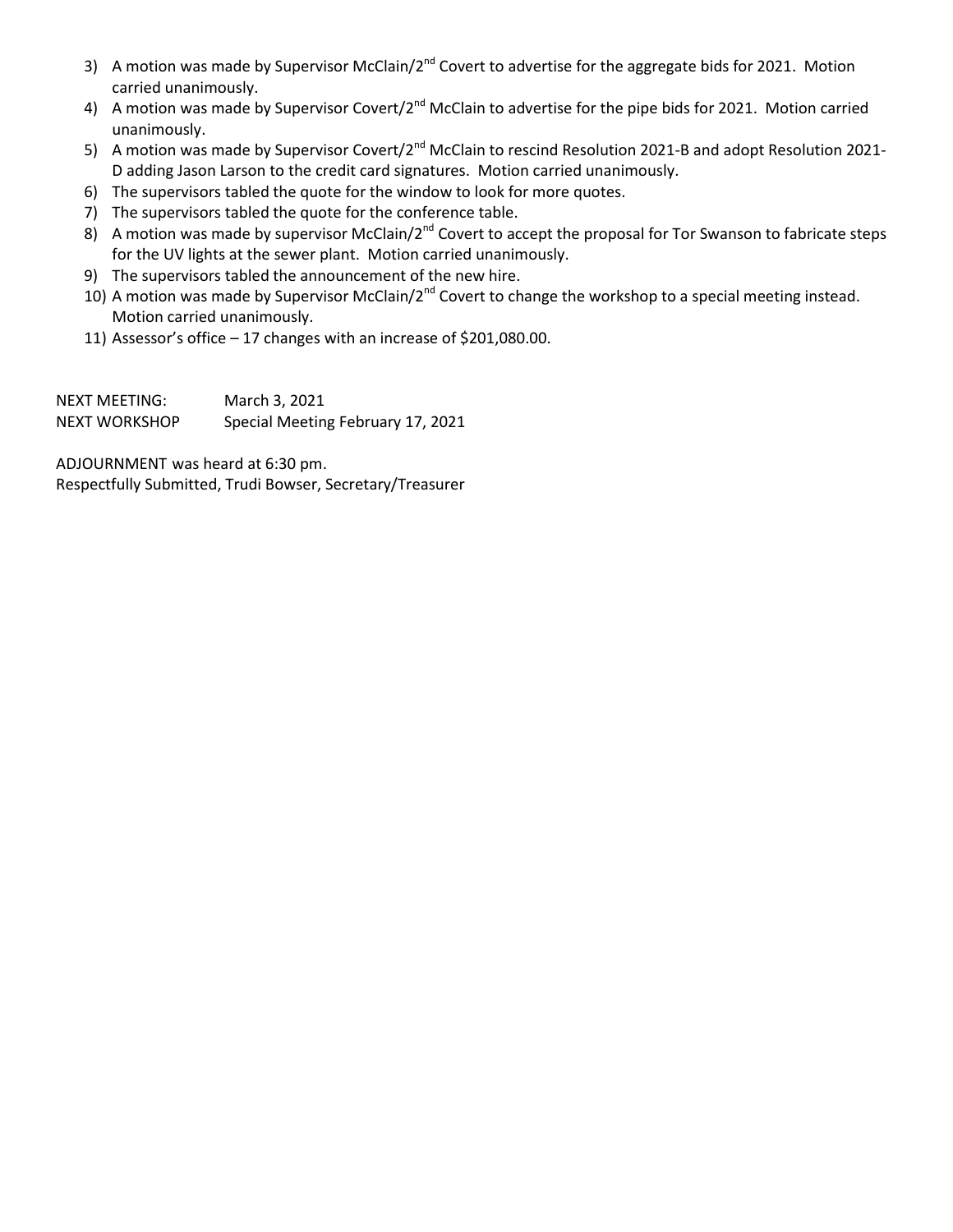3) A motion was made by Supervisor McClain/2nd Covert to advertise for the aggregate bids for 2021. Motion carried unanimously.
4) A motion was made by Supervisor Covert/2nd McClain to advertise for the pipe bids for 2021. Motion carried unanimously.
5) A motion was made by Supervisor Covert/2nd McClain to rescind Resolution 2021-B and adopt Resolution 2021-D adding Jason Larson to the credit card signatures. Motion carried unanimously.
6) The supervisors tabled the quote for the window to look for more quotes.
7) The supervisors tabled the quote for the conference table.
8) A motion was made by supervisor McClain/2nd Covert to accept the proposal for Tor Swanson to fabricate steps for the UV lights at the sewer plant. Motion carried unanimously.
9) The supervisors tabled the announcement of the new hire.
10) A motion was made by Supervisor McClain/2nd Covert to change the workshop to a special meeting instead. Motion carried unanimously.
11) Assessor's office – 17 changes with an increase of $201,080.00.

NEXT MEETING: March 3, 2021
NEXT WORKSHOP Special Meeting February 17, 2021

ADJOURNMENT was heard at 6:30 pm.
Respectfully Submitted, Trudi Bowser, Secretary/Treasurer